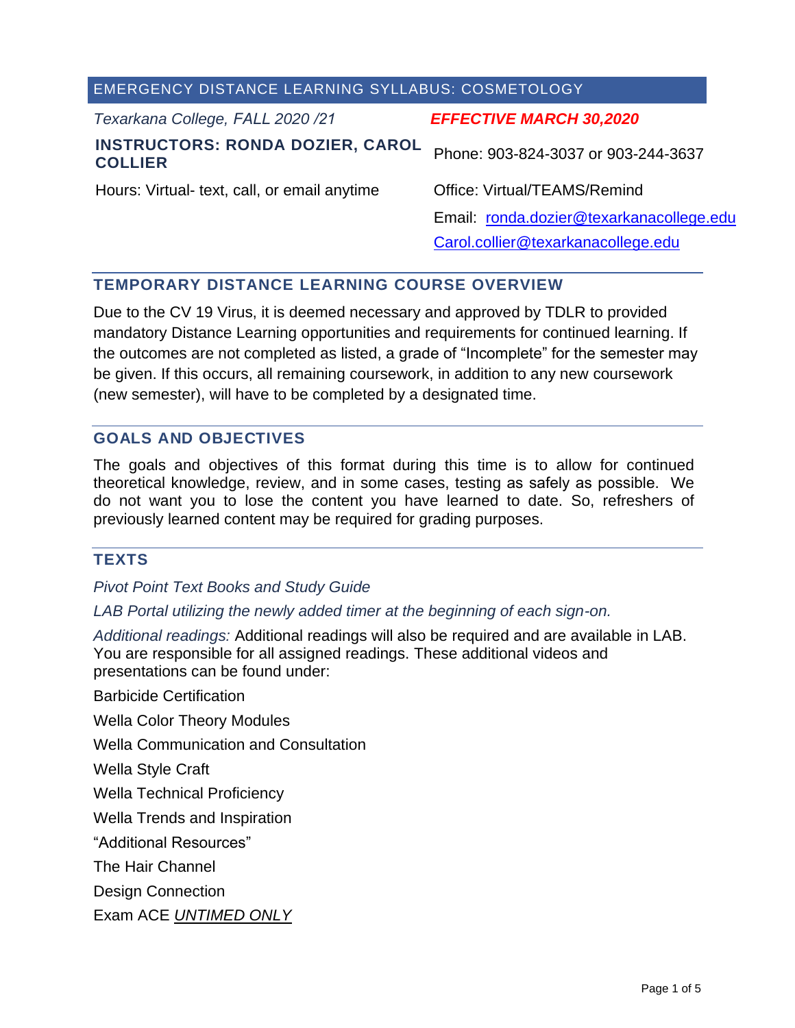## EMERGENCY DISTANCE LEARNING SYLLABUS: COSMETOLOGY

*Texarkana College, FALL 2020 /21*

***EFFECTIVE MARCH 30,2020***

**INSTRUCTORS: RONDA DOZIER, CAROL COLLIER**

Phone: 903-824-3037 or 903-244-3637

Hours: Virtual- text, call, or email anytime

Office: Virtual/TEAMS/Remind

Email: ronda.dozier@texarkanacollege.edu
Carol.collier@texarkanacollege.edu

## TEMPORARY DISTANCE LEARNING COURSE OVERVIEW

Due to the CV 19 Virus, it is deemed necessary and approved by TDLR to provided mandatory Distance Learning opportunities and requirements for continued learning. If the outcomes are not completed as listed, a grade of "Incomplete" for the semester may be given. If this occurs, all remaining coursework, in addition to any new coursework (new semester), will have to be completed by a designated time.

## GOALS AND OBJECTIVES

The goals and objectives of this format during this time is to allow for continued theoretical knowledge, review, and in some cases, testing as safely as possible. We do not want you to lose the content you have learned to date. So, refreshers of previously learned content may be required for grading purposes.

## TEXTS

*Pivot Point Text Books and Study Guide*

*LAB Portal utilizing the newly added timer at the beginning of each sign-on.*

*Additional readings:* Additional readings will also be required and are available in LAB. You are responsible for all assigned readings. These additional videos and presentations can be found under:

Barbicide Certification

Wella Color Theory Modules

Wella Communication and Consultation

Wella Style Craft

Wella Technical Proficiency

Wella Trends and Inspiration

"Additional Resources"

The Hair Channel

Design Connection

Exam ACE *UNTIMED ONLY*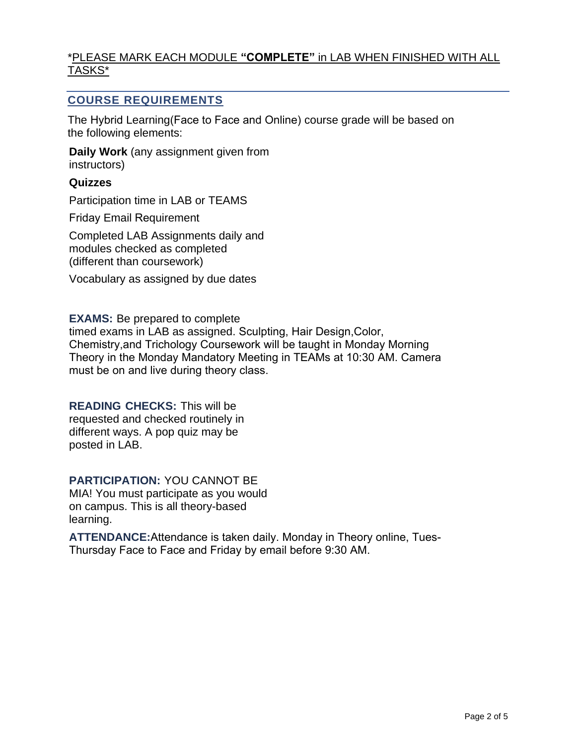*PLEASE MARK EACH MODULE **"COMPLETE"** in LAB WHEN FINISHED WITH ALL TASKS*

## COURSE REQUIREMENTS

The Hybrid Learning(Face to Face and Online) course grade will be based on the following elements:

**Daily Work** (any assignment given from instructors)

**Quizzes**

Participation time in LAB or TEAMS

Friday Email Requirement

Completed LAB Assignments daily and modules checked as completed (different than coursework)

Vocabulary as assigned by due dates

**EXAMS:** Be prepared to complete timed exams in LAB as assigned. Sculpting, Hair Design,Color, Chemistry,and Trichology Coursework will be taught in Monday Morning Theory in the Monday Mandatory Meeting in TEAMs at 10:30 AM. Camera must be on and live during theory class.

**READING CHECKS:** This will be requested and checked routinely in different ways. A pop quiz may be posted in LAB.

**PARTICIPATION:** YOU CANNOT BE MIA! You must participate as you would on campus. This is all theory-based learning.

**ATTENDANCE:**Attendance is taken daily. Monday in Theory online, Tues-Thursday Face to Face and Friday by email before 9:30 AM.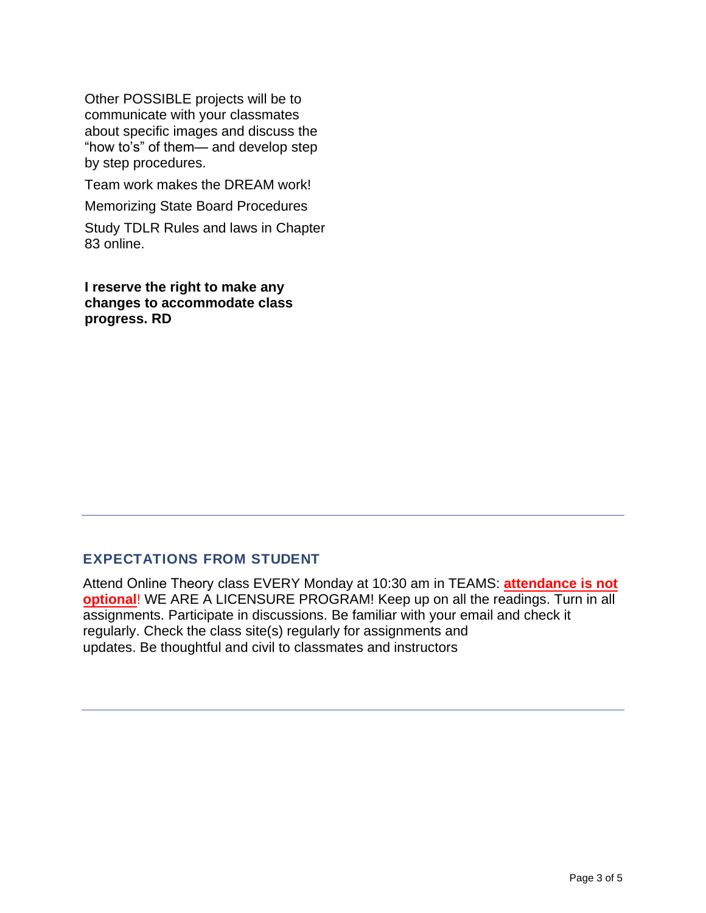Other POSSIBLE projects will be to communicate with your classmates about specific images and discuss the "how to's" of them— and develop step by step procedures.

Team work makes the DREAM work!

Memorizing State Board Procedures

Study TDLR Rules and laws in Chapter 83 online.

**I reserve the right to make any changes to accommodate class progress. RD**

---

## EXPECTATIONS FROM STUDENT

Attend Online Theory class EVERY Monday at 10:30 am in TEAMS: **attendance is not optional**! WE ARE A LICENSURE PROGRAM! Keep up on all the readings. Turn in all assignments. Participate in discussions. Be familiar with your email and check it regularly. Check the class site(s) regularly for assignments and updates. Be thoughtful and civil to classmates and instructors

---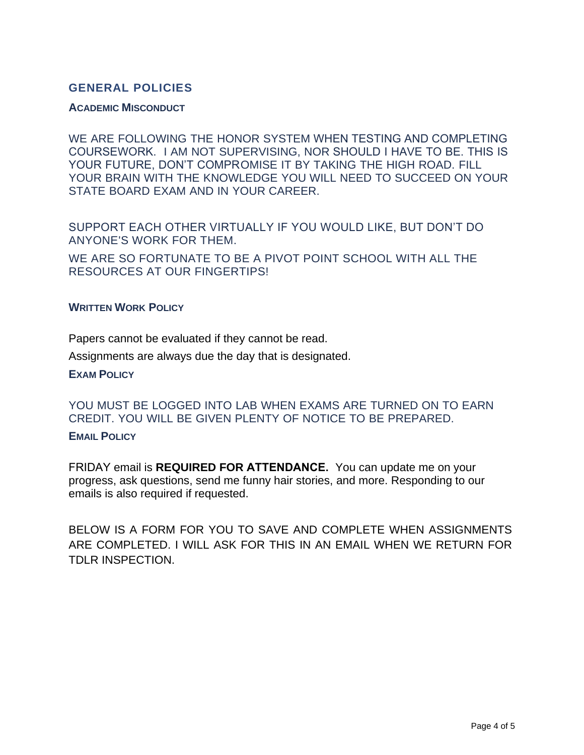## GENERAL POLICIES

### ACADEMIC MISCONDUCT

WE ARE FOLLOWING THE HONOR SYSTEM WHEN TESTING AND COMPLETING COURSEWORK. I AM NOT SUPERVISING, NOR SHOULD I HAVE TO BE. THIS IS YOUR FUTURE, DON'T COMPROMISE IT BY TAKING THE HIGH ROAD. FILL YOUR BRAIN WITH THE KNOWLEDGE YOU WILL NEED TO SUCCEED ON YOUR STATE BOARD EXAM AND IN YOUR CAREER.

SUPPORT EACH OTHER VIRTUALLY IF YOU WOULD LIKE, BUT DON'T DO ANYONE'S WORK FOR THEM.

WE ARE SO FORTUNATE TO BE A PIVOT POINT SCHOOL WITH ALL THE RESOURCES AT OUR FINGERTIPS!

### WRITTEN WORK POLICY

Papers cannot be evaluated if they cannot be read.

Assignments are always due the day that is designated.

### EXAM POLICY

YOU MUST BE LOGGED INTO LAB WHEN EXAMS ARE TURNED ON TO EARN CREDIT. YOU WILL BE GIVEN PLENTY OF NOTICE TO BE PREPARED.

### EMAIL POLICY

FRIDAY email is **REQUIRED FOR ATTENDANCE.** You can update me on your progress, ask questions, send me funny hair stories, and more. Responding to our emails is also required if requested.

BELOW IS A FORM FOR YOU TO SAVE AND COMPLETE WHEN ASSIGNMENTS ARE COMPLETED. I WILL ASK FOR THIS IN AN EMAIL WHEN WE RETURN FOR TDLR INSPECTION.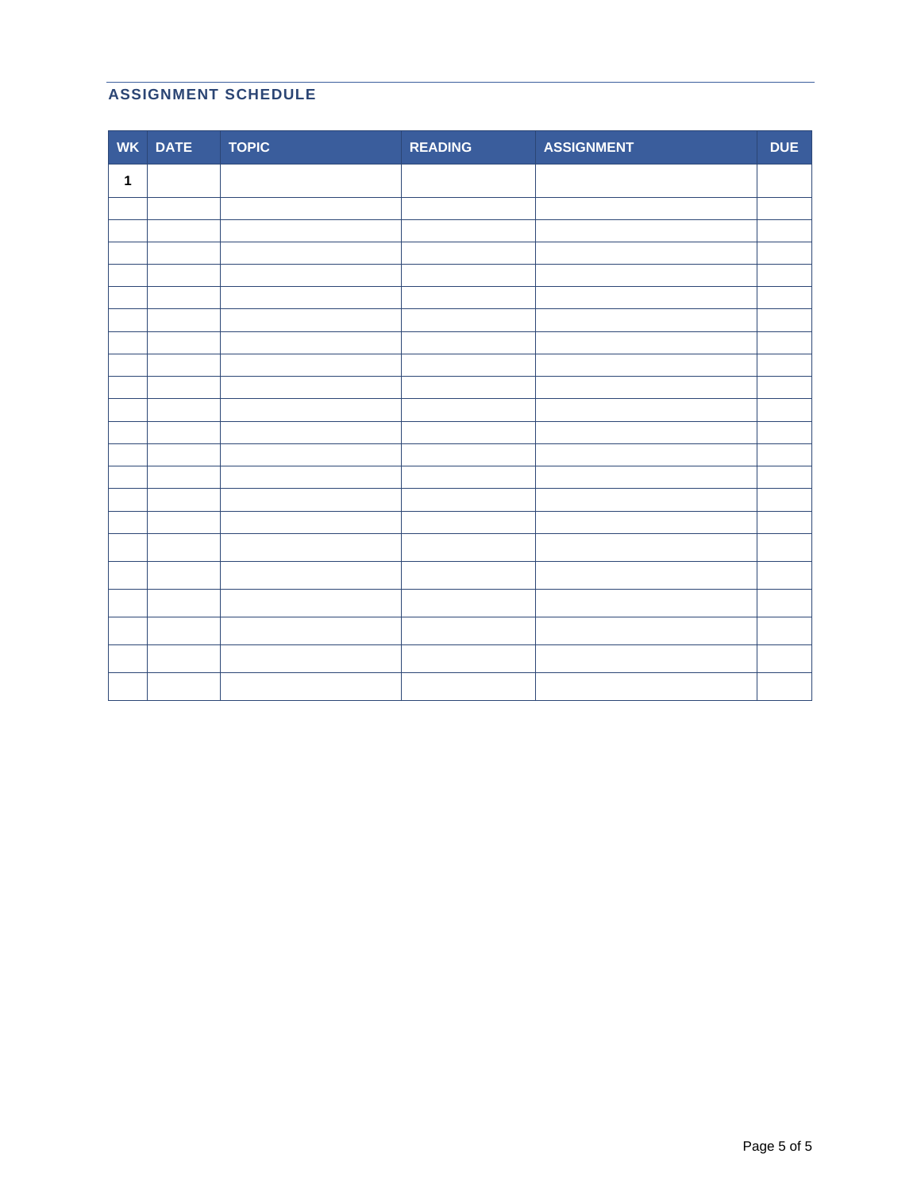## ASSIGNMENT SCHEDULE

| WK | DATE | TOPIC | READING | ASSIGNMENT | DUE |
|---|---|---|---|---|---|
| **1** | | | | | |
| | | | | | |
| | | | | | |
| | | | | | |
| | | | | | |
| | | | | | |
| | | | | | |
| | | | | | |
| | | | | | |
| | | | | | |
| | | | | | |
| | | | | | |
| | | | | | |
| | | | | | |
| | | | | | |
| | | | | | |
| | | | | | |
| | | | | | |
| | | | | | |
| | | | | | |
| | | | | | |
| | | | | | |